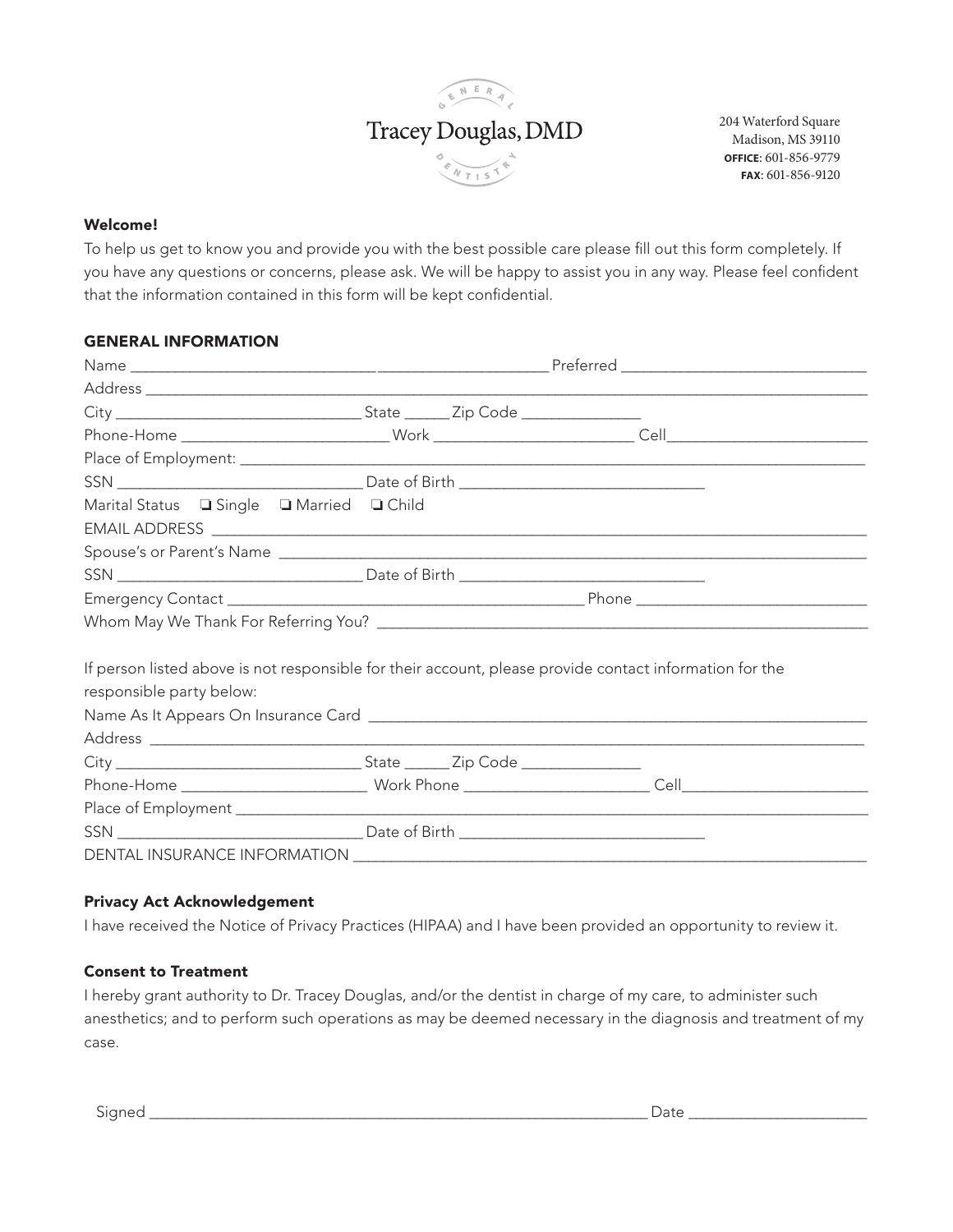GENERAL

Tracey Douglas, DMD

DENTISTRY

204 Waterford Square
Madison, MS 39110
**OFFICE**: 601-856-9779
**FAX**: 601-856-9120

**Welcome!**

To help us get to know you and provide you with the best possible care please fill out this form completely. If you have any questions or concerns, please ask. We will be happy to assist you in any way. Please feel confident that the information contained in this form will be kept confidential.

**GENERAL INFORMATION**

Name ______________________________ ______________________ Preferred ______________________________

Address ______________________________________________________________________________________

City ______________________________ State ______ Zip Code _______________

Phone-Home __________________________ Work __________________________ Cell__________________________

Place of Employment: __________________________________________________________________________

SSN ______________________________ Date of Birth ______________________________

Marital Status ❑ Single ❑ Married ❑ Child

EMAIL ADDRESS _______________________________________________________________________________

Spouse's or Parent's Name _______________________________________________________________________

SSN ______________________________ Date of Birth ______________________________

Emergency Contact ____________________________________________ Phone ______________________________

Whom May We Thank For Referring You? _____________________________________________________________

If person listed above is not responsible for their account, please provide contact information for the responsible party below:

Name As It Appears On Insurance Card _____________________________________________________________

Address ______________________________________________________________________________________

City ______________________________ State ______ Zip Code _______________

Phone-Home ________________________ Work Phone ________________________ Cell________________________

Place of Employment __________________________________________________________________________

SSN ______________________________ Date of Birth ______________________________

DENTAL INSURANCE INFORMATION ______________________________________________________________

**Privacy Act Acknowledgement**

I have received the Notice of Privacy Practices (HIPAA) and I have been provided an opportunity to review it.

**Consent to Treatment**

I hereby grant authority to Dr. Tracey Douglas, and/or the dentist in charge of my care, to administer such anesthetics; and to perform such operations as may be deemed necessary in the diagnosis and treatment of my case.

Signed ________________________________________________________________ Date ______________________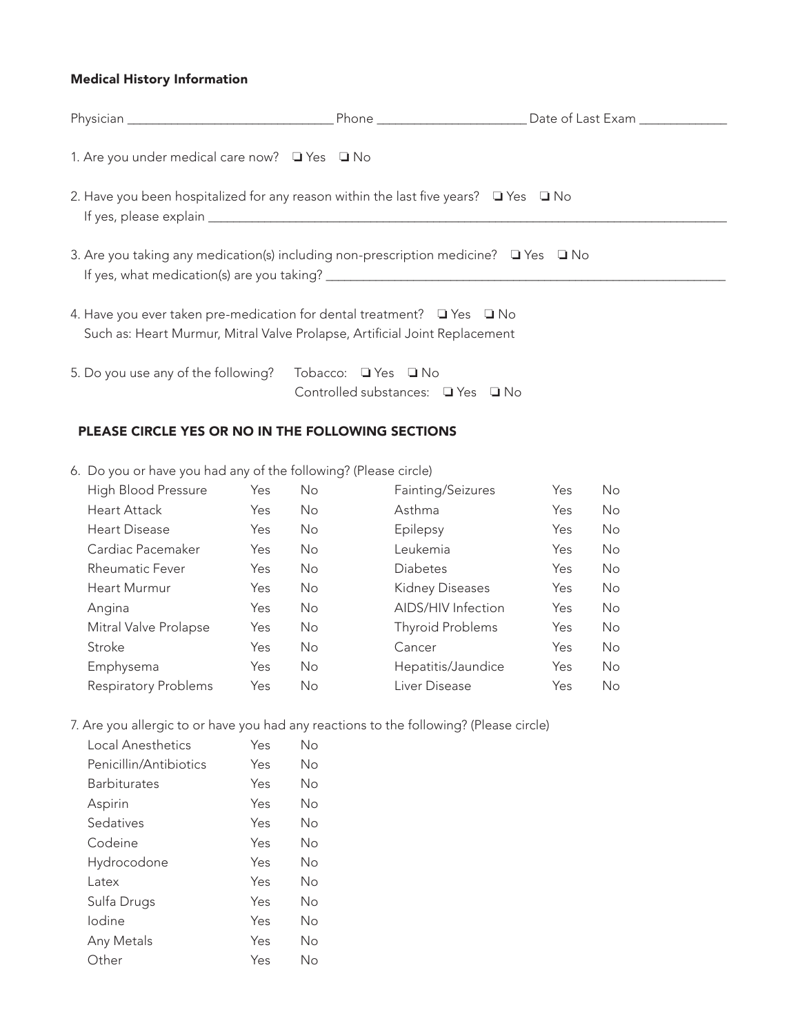## Medical History Information

Physician ______________________________ Phone ______________________ Date of Last Exam _____________

1. Are you under medical care now? ❑ Yes ❑ No

2. Have you been hospitalized for any reason within the last five years? ❑ Yes ❑ No
   If yes, please explain ___________________________________________________________________

3. Are you taking any medication(s) including non-prescription medicine? ❑ Yes ❑ No
   If yes, what medication(s) are you taking? ____________________________________________________

4. Have you ever taken pre-medication for dental treatment? ❑ Yes ❑ No
   Such as: Heart Murmur, Mitral Valve Prolapse, Artificial Joint Replacement

5. Do you use any of the following? Tobacco: ❑ Yes ❑ No
   Controlled substances: ❑ Yes ❑ No

### PLEASE CIRCLE YES OR NO IN THE FOLLOWING SECTIONS

6. Do you or have you had any of the following? (Please circle)

| | | | | | |
|---|---|---|---|---|---|
| High Blood Pressure | Yes | No | Fainting/Seizures | Yes | No |
| Heart Attack | Yes | No | Asthma | Yes | No |
| Heart Disease | Yes | No | Epilepsy | Yes | No |
| Cardiac Pacemaker | Yes | No | Leukemia | Yes | No |
| Rheumatic Fever | Yes | No | Diabetes | Yes | No |
| Heart Murmur | Yes | No | Kidney Diseases | Yes | No |
| Angina | Yes | No | AIDS/HIV Infection | Yes | No |
| Mitral Valve Prolapse | Yes | No | Thyroid Problems | Yes | No |
| Stroke | Yes | No | Cancer | Yes | No |
| Emphysema | Yes | No | Hepatitis/Jaundice | Yes | No |
| Respiratory Problems | Yes | No | Liver Disease | Yes | No |

7. Are you allergic to or have you had any reactions to the following? (Please circle)

| | | |
|---|---|---|
| Local Anesthetics | Yes | No |
| Penicillin/Antibiotics | Yes | No |
| Barbiturates | Yes | No |
| Aspirin | Yes | No |
| Sedatives | Yes | No |
| Codeine | Yes | No |
| Hydrocodone | Yes | No |
| Latex | Yes | No |
| Sulfa Drugs | Yes | No |
| Iodine | Yes | No |
| Any Metals | Yes | No |
| Other | Yes | No |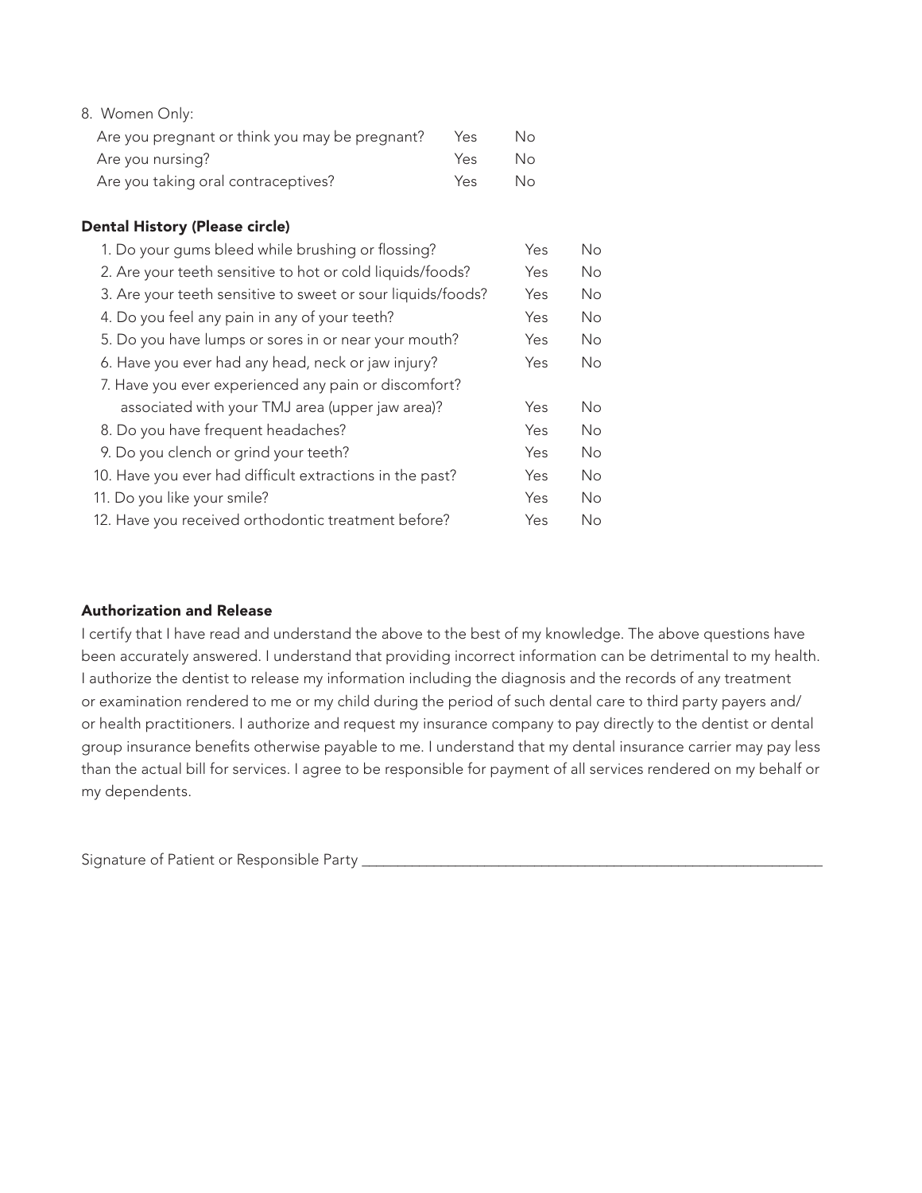8. Women Only:

| | | |
|---|---|---|
| Are you pregnant or think you may be pregnant? | Yes | No |
| Are you nursing? | Yes | No |
| Are you taking oral contraceptives? | Yes | No |

### Dental History (Please circle)

| | | |
|---|---|---|
| 1. Do your gums bleed while brushing or flossing? | Yes | No |
| 2. Are your teeth sensitive to hot or cold liquids/foods? | Yes | No |
| 3. Are your teeth sensitive to sweet or sour liquids/foods? | Yes | No |
| 4. Do you feel any pain in any of your teeth? | Yes | No |
| 5. Do you have lumps or sores in or near your mouth? | Yes | No |
| 6. Have you ever had any head, neck or jaw injury? | Yes | No |
| 7. Have you ever experienced any pain or discomfort? associated with your TMJ area (upper jaw area)? | Yes | No |
| 8. Do you have frequent headaches? | Yes | No |
| 9. Do you clench or grind your teeth? | Yes | No |
| 10. Have you ever had difficult extractions in the past? | Yes | No |
| 11. Do you like your smile? | Yes | No |
| 12. Have you received orthodontic treatment before? | Yes | No |

### Authorization and Release

I certify that I have read and understand the above to the best of my knowledge. The above questions have been accurately answered. I understand that providing incorrect information can be detrimental to my health. I authorize the dentist to release my information including the diagnosis and the records of any treatment or examination rendered to me or my child during the period of such dental care to third party payers and/or health practitioners. I authorize and request my insurance company to pay directly to the dentist or dental group insurance benefits otherwise payable to me. I understand that my dental insurance carrier may pay less than the actual bill for services. I agree to be responsible for payment of all services rendered on my behalf or my dependents.

Signature of Patient or Responsible Party ______________________________________________________________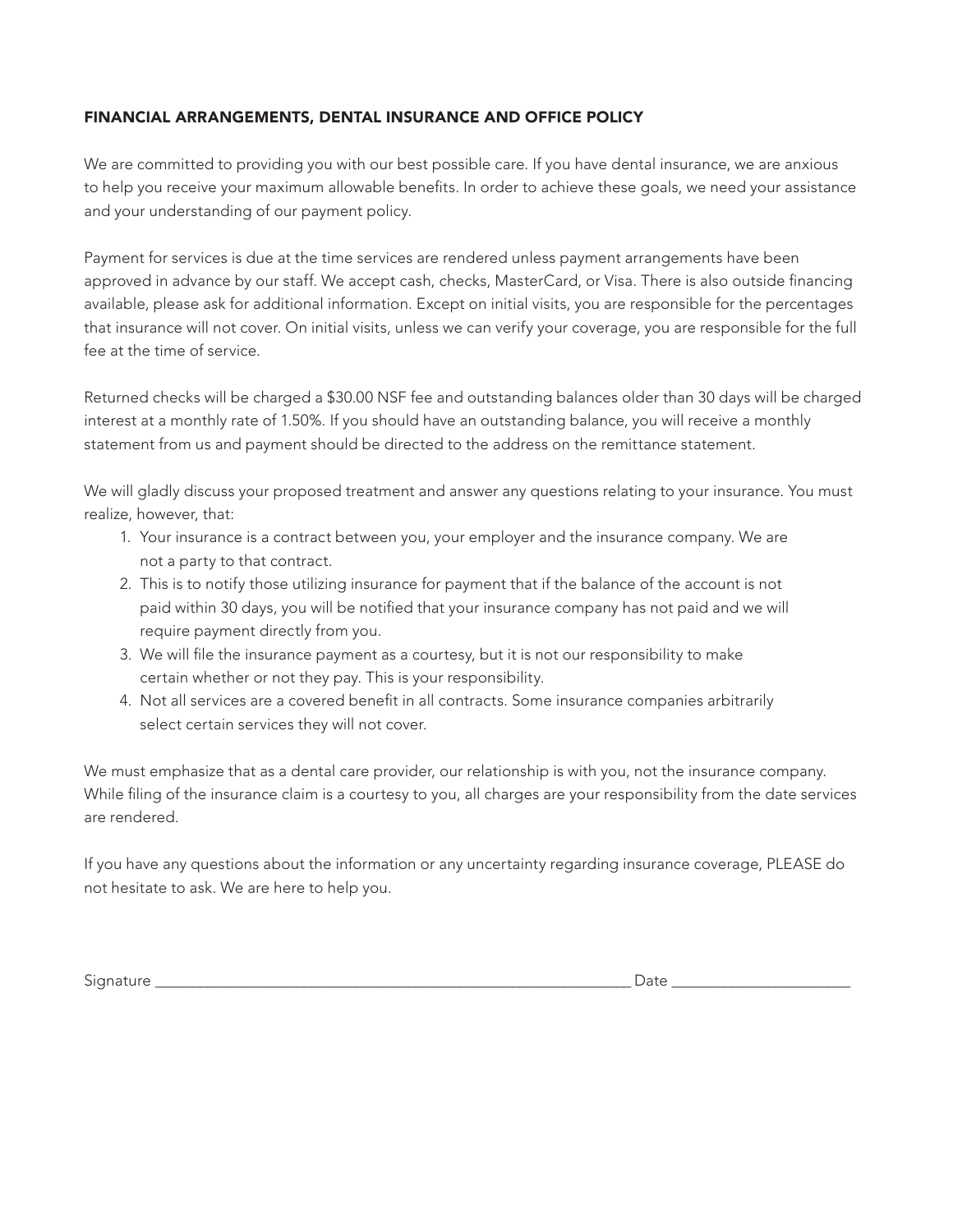**FINANCIAL ARRANGEMENTS, DENTAL INSURANCE AND OFFICE POLICY**

We are committed to providing you with our best possible care. If you have dental insurance, we are anxious to help you receive your maximum allowable benefits. In order to achieve these goals, we need your assistance and your understanding of our payment policy.

Payment for services is due at the time services are rendered unless payment arrangements have been approved in advance by our staff. We accept cash, checks, MasterCard, or Visa. There is also outside financing available, please ask for additional information. Except on initial visits, you are responsible for the percentages that insurance will not cover. On initial visits, unless we can verify your coverage, you are responsible for the full fee at the time of service.

Returned checks will be charged a $30.00 NSF fee and outstanding balances older than 30 days will be charged interest at a monthly rate of 1.50%. If you should have an outstanding balance, you will receive a monthly statement from us and payment should be directed to the address on the remittance statement.

We will gladly discuss your proposed treatment and answer any questions relating to your insurance. You must realize, however, that:

1. Your insurance is a contract between you, your employer and the insurance company. We are not a party to that contract.
2. This is to notify those utilizing insurance for payment that if the balance of the account is not paid within 30 days, you will be notified that your insurance company has not paid and we will require payment directly from you.
3. We will file the insurance payment as a courtesy, but it is not our responsibility to make certain whether or not they pay. This is your responsibility.
4. Not all services are a covered benefit in all contracts. Some insurance companies arbitrarily select certain services they will not cover.

We must emphasize that as a dental care provider, our relationship is with you, not the insurance company. While filing of the insurance claim is a courtesy to you, all charges are your responsibility from the date services are rendered.

If you have any questions about the information or any uncertainty regarding insurance coverage, PLEASE do not hesitate to ask. We are here to help you.

Signature ______________________________________________________________ Date ______________________